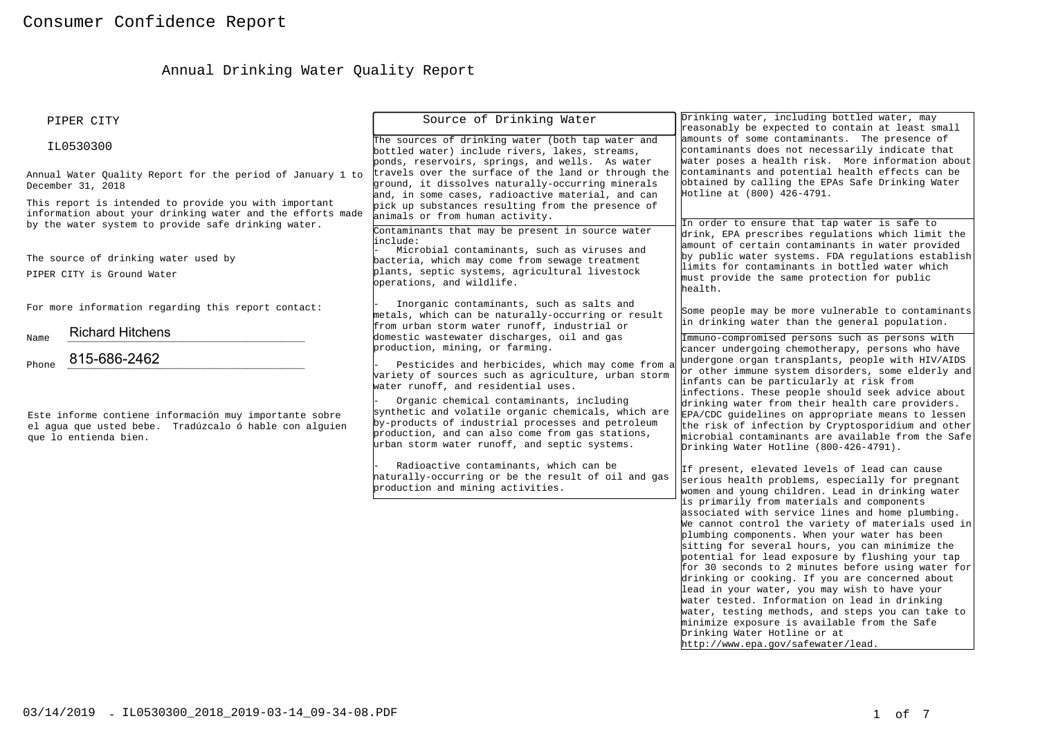# Consumer Confidence Report

## Annual Drinking Water Quality Report

PIPER CITY

IL0530300

Annual Water Quality Report for the period of January 1 to December 31, 2018

This report is intended to provide you with important information about your drinking water and the efforts made by the water system to provide safe drinking water.

The source of drinking water used by PIPER CITY is Ground Water

For more information regarding this report contact:

Name Richard Hitchens

Phone 815-686-2462

Este informe contiene información muy importante sobre el agua que usted bebe. Tradúzcalo ó hable con alguien que lo entienda bien.

### Source of Drinking Water

The sources of drinking water (both tap water and bottled water) include rivers, lakes, streams, ponds, reservoirs, springs, and wells. As water travels over the surface of the land or through the ground, it dissolves naturally-occurring minerals and, in some cases, radioactive material, and can pick up substances resulting from the presence of animals or from human activity.

Contaminants that may be present in source water include:

- Microbial contaminants, such as viruses and bacteria, which may come from sewage treatment plants, septic systems, agricultural livestock operations, and wildlife.
- Inorganic contaminants, such as salts and metals, which can be naturally-occurring or result from urban storm water runoff, industrial or domestic wastewater discharges, oil and gas production, mining, or farming.
- Pesticides and herbicides, which may come from a variety of sources such as agriculture, urban storm water runoff, and residential uses.
- Organic chemical contaminants, including synthetic and volatile organic chemicals, which are by-products of industrial processes and petroleum production, and can also come from gas stations, urban storm water runoff, and septic systems.
- Radioactive contaminants, which can be naturally-occurring or be the result of oil and gas production and mining activities.

Drinking water, including bottled water, may reasonably be expected to contain at least small amounts of some contaminants. The presence of contaminants does not necessarily indicate that water poses a health risk. More information about contaminants and potential health effects can be obtained by calling the EPAs Safe Drinking Water Hotline at (800) 426-4791.

In order to ensure that tap water is safe to drink, EPA prescribes regulations which limit the amount of certain contaminants in water provided by public water systems. FDA regulations establish limits for contaminants in bottled water which must provide the same protection for public health.

Some people may be more vulnerable to contaminants in drinking water than the general population.

Immuno-compromised persons such as persons with cancer undergoing chemotherapy, persons who have undergone organ transplants, people with HIV/AIDS or other immune system disorders, some elderly and infants can be particularly at risk from infections. These people should seek advice about drinking water from their health care providers. EPA/CDC guidelines on appropriate means to lessen the risk of infection by Cryptosporidium and other microbial contaminants are available from the Safe Drinking Water Hotline (800-426-4791).

If present, elevated levels of lead can cause serious health problems, especially for pregnant women and young children. Lead in drinking water is primarily from materials and components associated with service lines and home plumbing. We cannot control the variety of materials used in plumbing components. When your water has been sitting for several hours, you can minimize the potential for lead exposure by flushing your tap for 30 seconds to 2 minutes before using water for drinking or cooking. If you are concerned about lead in your water, you may wish to have your water tested. Information on lead in drinking water, testing methods, and steps you can take to minimize exposure is available from the Safe Drinking Water Hotline or at http://www.epa.gov/safewater/lead.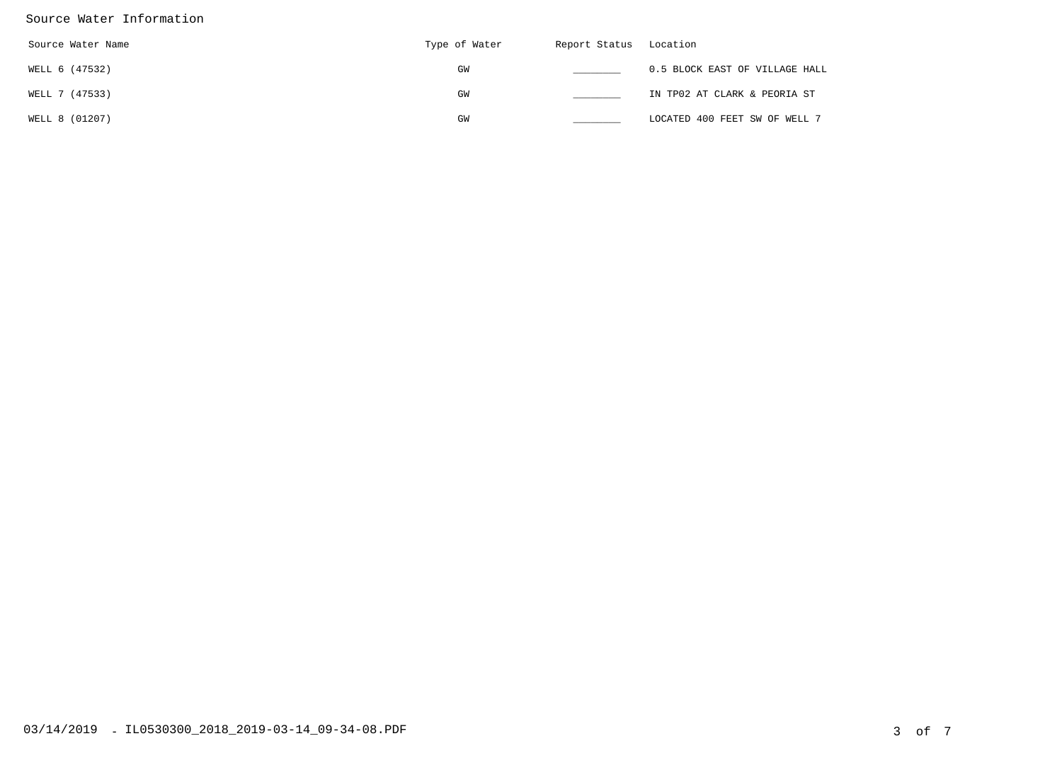## Source Water Information

| Source Water Name | Type of Water | Report Status | Location |
|---|---|---|---|
| WELL 6 (47532) | GW | ________ | 0.5 BLOCK EAST OF VILLAGE HALL |
| WELL 7 (47533) | GW | ________ | IN TP02 AT CLARK & PEORIA ST |
| WELL 8 (01207) | GW | ________ | LOCATED 400 FEET SW OF WELL 7 |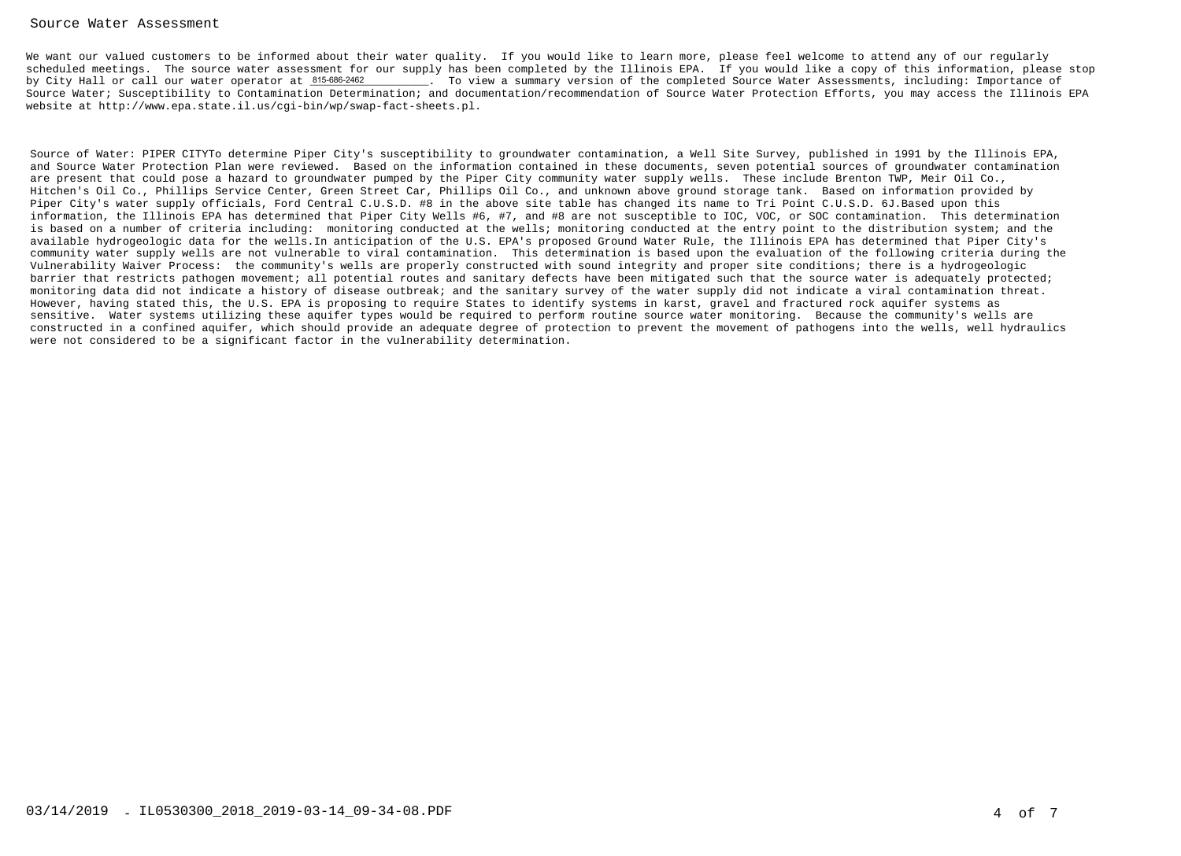## Source Water Assessment

We want our valued customers to be informed about their water quality. If you would like to learn more, please feel welcome to attend any of our regularly scheduled meetings. The source water assessment for our supply has been completed by the Illinois EPA. If you would like a copy of this information, please stop by City Hall or call our water operator at 815-686-2462. To view a summary version of the completed Source Water Assessments, including: Importance of Source Water; Susceptibility to Contamination Determination; and documentation/recommendation of Source Water Protection Efforts, you may access the Illinois EPA website at http://www.epa.state.il.us/cgi-bin/wp/swap-fact-sheets.pl.

Source of Water: PIPER CITYTo determine Piper City's susceptibility to groundwater contamination, a Well Site Survey, published in 1991 by the Illinois EPA, and Source Water Protection Plan were reviewed. Based on the information contained in these documents, seven potential sources of groundwater contamination are present that could pose a hazard to groundwater pumped by the Piper City community water supply wells. These include Brenton TWP, Meir Oil Co., Hitchen's Oil Co., Phillips Service Center, Green Street Car, Phillips Oil Co., and unknown above ground storage tank. Based on information provided by Piper City's water supply officials, Ford Central C.U.S.D. #8 in the above site table has changed its name to Tri Point C.U.S.D. 6J.Based upon this information, the Illinois EPA has determined that Piper City Wells #6, #7, and #8 are not susceptible to IOC, VOC, or SOC contamination. This determination is based on a number of criteria including: monitoring conducted at the wells; monitoring conducted at the entry point to the distribution system; and the available hydrogeologic data for the wells.In anticipation of the U.S. EPA's proposed Ground Water Rule, the Illinois EPA has determined that Piper City's community water supply wells are not vulnerable to viral contamination. This determination is based upon the evaluation of the following criteria during the Vulnerability Waiver Process: the community's wells are properly constructed with sound integrity and proper site conditions; there is a hydrogeologic barrier that restricts pathogen movement; all potential routes and sanitary defects have been mitigated such that the source water is adequately protected; monitoring data did not indicate a history of disease outbreak; and the sanitary survey of the water supply did not indicate a viral contamination threat. However, having stated this, the U.S. EPA is proposing to require States to identify systems in karst, gravel and fractured rock aquifer systems as sensitive. Water systems utilizing these aquifer types would be required to perform routine source water monitoring. Because the community's wells are constructed in a confined aquifer, which should provide an adequate degree of protection to prevent the movement of pathogens into the wells, well hydraulics were not considered to be a significant factor in the vulnerability determination.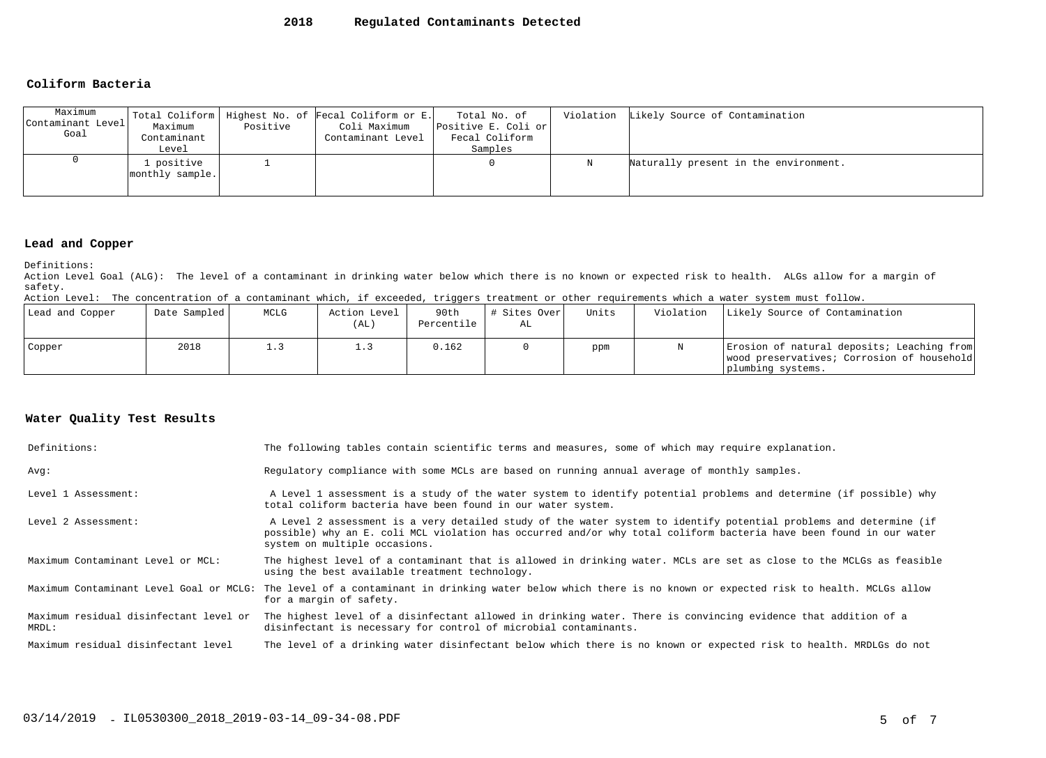# 2018 Regulated Contaminants Detected

## Coliform Bacteria

| Maximum Contaminant Level Goal | Total Coliform Maximum Contaminant Level | Highest No. of Positive | Fecal Coliform or E. Coli Maximum Contaminant Level | Total No. of Positive E. Coli or Fecal Coliform Samples | Violation | Likely Source of Contamination |
|---|---|---|---|---|---|---|
| 0 | 1 positive monthly sample. | 1 | | 0 | N | Naturally present in the environment. |

## Lead and Copper

Definitions:

Action Level Goal (ALG): The level of a contaminant in drinking water below which there is no known or expected risk to health. ALGs allow for a margin of safety.

Action Level: The concentration of a contaminant which, if exceeded, triggers treatment or other requirements which a water system must follow.

| Lead and Copper | Date Sampled | MCLG | Action Level (AL) | 90th Percentile | # Sites Over AL | Units | Violation | Likely Source of Contamination |
|---|---|---|---|---|---|---|---|---|
| Copper | 2018 | 1.3 | 1.3 | 0.162 | 0 | ppm | N | Erosion of natural deposits; Leaching from wood preservatives; Corrosion of household plumbing systems. |

## Water Quality Test Results

| | |
|---|---|
| Definitions: | The following tables contain scientific terms and measures, some of which may require explanation. |
| Avg: | Regulatory compliance with some MCLs are based on running annual average of monthly samples. |
| Level 1 Assessment: | A Level 1 assessment is a study of the water system to identify potential problems and determine (if possible) why total coliform bacteria have been found in our water system. |
| Level 2 Assessment: | A Level 2 assessment is a very detailed study of the water system to identify potential problems and determine (if possible) why an E. coli MCL violation has occurred and/or why total coliform bacteria have been found in our water system on multiple occasions. |
| Maximum Contaminant Level or MCL: | The highest level of a contaminant that is allowed in drinking water. MCLs are set as close to the MCLGs as feasible using the best available treatment technology. |
| Maximum Contaminant Level Goal or MCLG: | The level of a contaminant in drinking water below which there is no known or expected risk to health. MCLGs allow for a margin of safety. |
| Maximum residual disinfectant level or MRDL: | The highest level of a disinfectant allowed in drinking water. There is convincing evidence that addition of a disinfectant is necessary for control of microbial contaminants. |
| Maximum residual disinfectant level | The level of a drinking water disinfectant below which there is no known or expected risk to health. MRDLGs do not |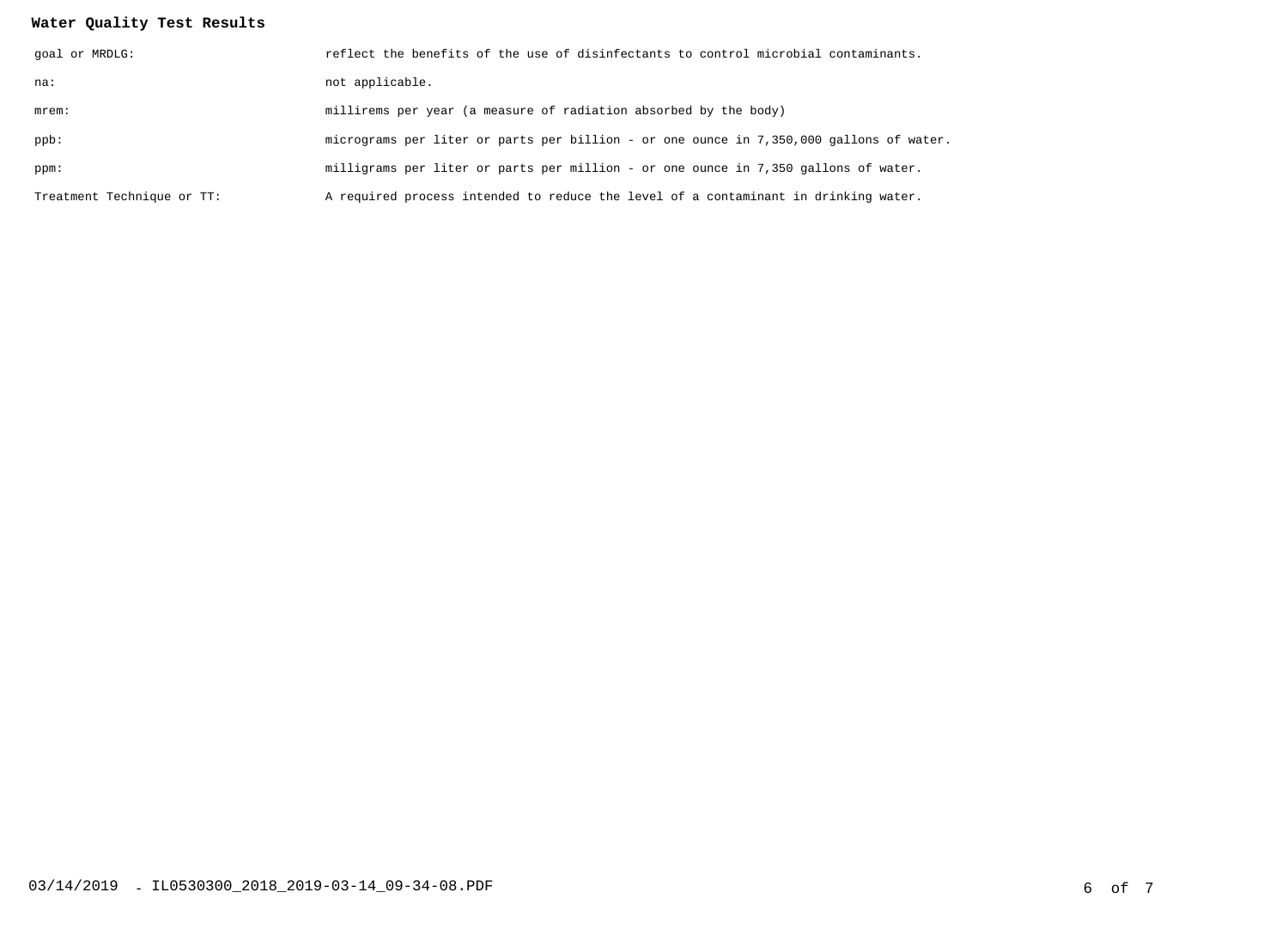**Water Quality Test Results**

| | |
|---|---|
| goal or MRDLG: | reflect the benefits of the use of disinfectants to control microbial contaminants. |
| na: | not applicable. |
| mrem: | millirems per year (a measure of radiation absorbed by the body) |
| ppb: | micrograms per liter or parts per billion - or one ounce in 7,350,000 gallons of water. |
| ppm: | milligrams per liter or parts per million - or one ounce in 7,350 gallons of water. |
| Treatment Technique or TT: | A required process intended to reduce the level of a contaminant in drinking water. |

03/14/2019 - IL0530300_2018_2019-03-14_09-34-08.PDF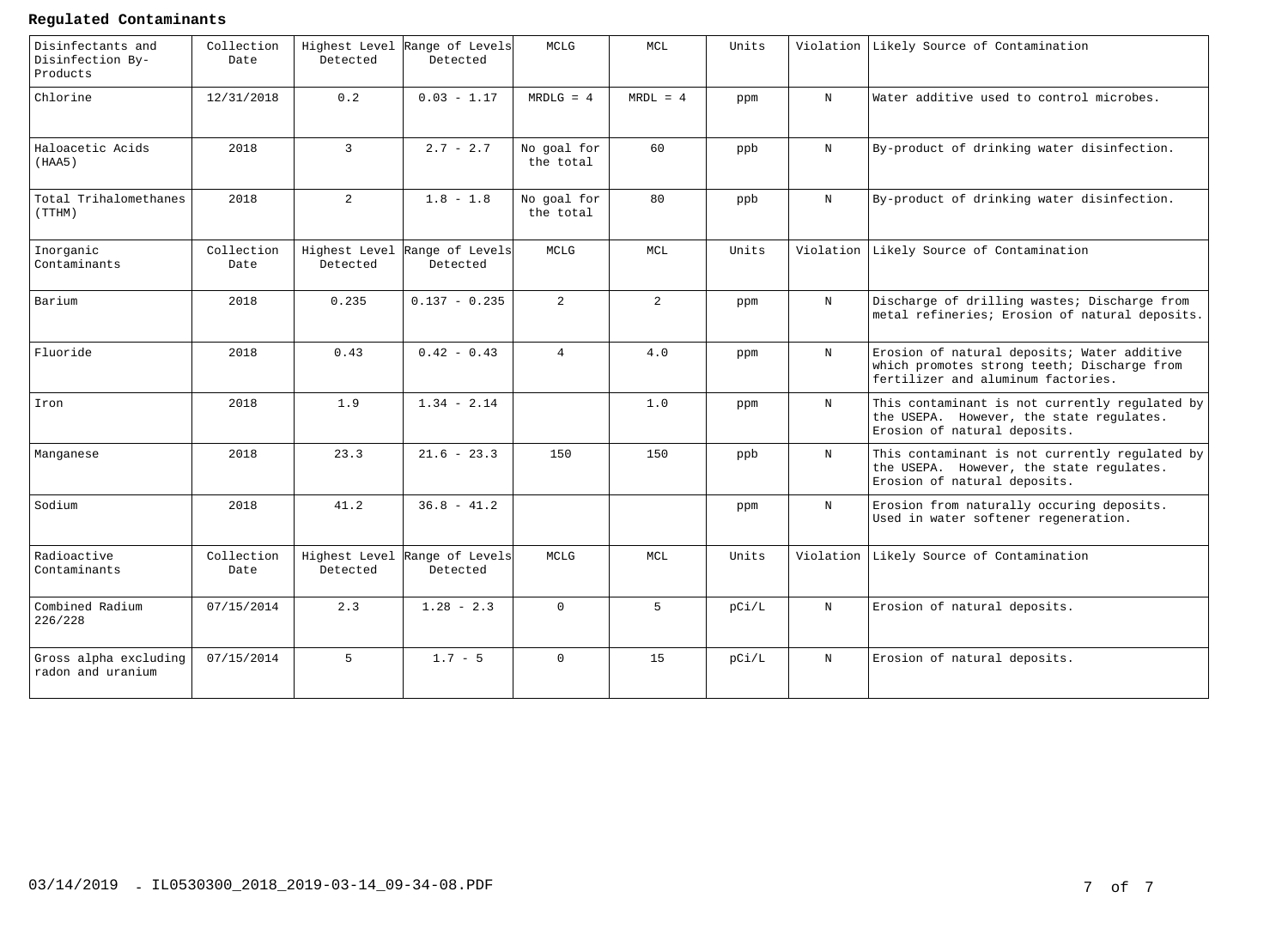**Regulated Contaminants**

| Disinfectants and Disinfection By-Products | Collection Date | Highest Level Detected | Range of Levels Detected | MCLG | MCL | Units | Violation | Likely Source of Contamination |
|---|---|---|---|---|---|---|---|---|
| Chlorine | 12/31/2018 | 0.2 | 0.03 - 1.17 | MRDLG = 4 | MRDL = 4 | ppm | N | Water additive used to control microbes. |
| Haloacetic Acids (HAA5) | 2018 | 3 | 2.7 - 2.7 | No goal for the total | 60 | ppb | N | By-product of drinking water disinfection. |
| Total Trihalomethanes (TTHM) | 2018 | 2 | 1.8 - 1.8 | No goal for the total | 80 | ppb | N | By-product of drinking water disinfection. |
| Inorganic Contaminants | Collection Date | Highest Level Detected | Range of Levels Detected | MCLG | MCL | Units | Violation | Likely Source of Contamination |
| Barium | 2018 | 0.235 | 0.137 - 0.235 | 2 | 2 | ppm | N | Discharge of drilling wastes; Discharge from metal refineries; Erosion of natural deposits. |
| Fluoride | 2018 | 0.43 | 0.42 - 0.43 | 4 | 4.0 | ppm | N | Erosion of natural deposits; Water additive which promotes strong teeth; Discharge from fertilizer and aluminum factories. |
| Iron | 2018 | 1.9 | 1.34 - 2.14 | | 1.0 | ppm | N | This contaminant is not currently regulated by the USEPA. However, the state regulates. Erosion of natural deposits. |
| Manganese | 2018 | 23.3 | 21.6 - 23.3 | 150 | 150 | ppb | N | This contaminant is not currently regulated by the USEPA. However, the state regulates. Erosion of natural deposits. |
| Sodium | 2018 | 41.2 | 36.8 - 41.2 | | | ppm | N | Erosion from naturally occuring deposits. Used in water softener regeneration. |
| Radioactive Contaminants | Collection Date | Highest Level Detected | Range of Levels Detected | MCLG | MCL | Units | Violation | Likely Source of Contamination |
| Combined Radium 226/228 | 07/15/2014 | 2.3 | 1.28 - 2.3 | 0 | 5 | pCi/L | N | Erosion of natural deposits. |
| Gross alpha excluding radon and uranium | 07/15/2014 | 5 | 1.7 - 5 | 0 | 15 | pCi/L | N | Erosion of natural deposits. |